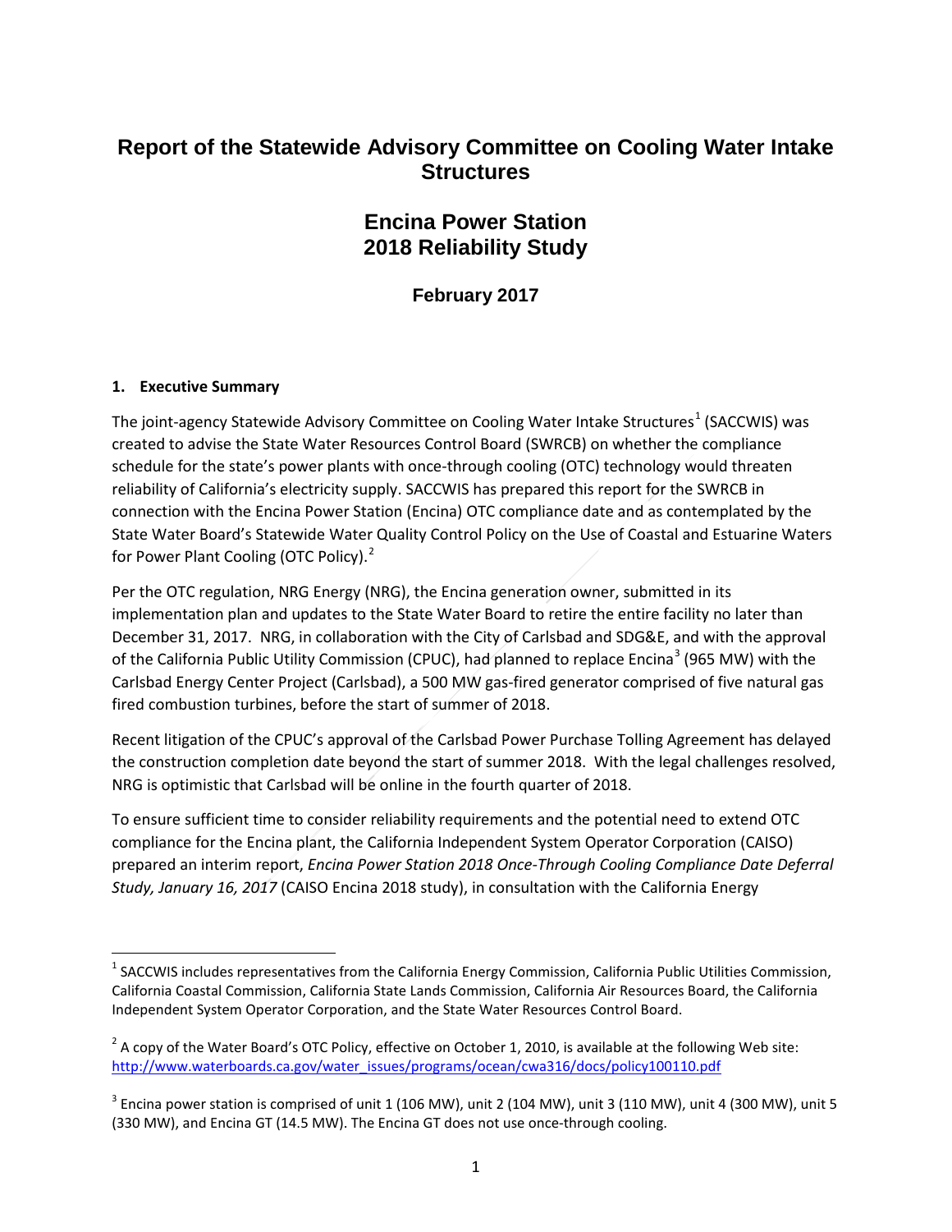# Report of the Statewide Advisory Committee on Cooling Water Intake Structures

## Encina Power Station 2018 Reliability Study

### February 2017

**1. Executive Summary**

The joint-agency Statewide Advisory Committee on Cooling Water Intake Structures[1] (SACCWIS) was created to advise the State Water Resources Control Board (SWRCB) on whether the compliance schedule for the state's power plants with once-through cooling (OTC) technology would threaten reliability of California's electricity supply. SACCWIS has prepared this report for the SWRCB in connection with the Encina Power Station (Encina) OTC compliance date and as contemplated by the State Water Board's Statewide Water Quality Control Policy on the Use of Coastal and Estuarine Waters for Power Plant Cooling (OTC Policy).[2]

Per the OTC regulation, NRG Energy (NRG), the Encina generation owner, submitted in its implementation plan and updates to the State Water Board to retire the entire facility no later than December 31, 2017. NRG, in collaboration with the City of Carlsbad and SDG&E, and with the approval of the California Public Utility Commission (CPUC), had planned to replace Encina[3] (965 MW) with the Carlsbad Energy Center Project (Carlsbad), a 500 MW gas-fired generator comprised of five natural gas fired combustion turbines, before the start of summer of 2018.

Recent litigation of the CPUC's approval of the Carlsbad Power Purchase Tolling Agreement has delayed the construction completion date beyond the start of summer 2018. With the legal challenges resolved, NRG is optimistic that Carlsbad will be online in the fourth quarter of 2018.

To ensure sufficient time to consider reliability requirements and the potential need to extend OTC compliance for the Encina plant, the California Independent System Operator Corporation (CAISO) prepared an interim report, *Encina Power Station 2018 Once-Through Cooling Compliance Date Deferral Study, January 16, 2017* (CAISO Encina 2018 study), in consultation with the California Energy

---

[1] SACCWIS includes representatives from the California Energy Commission, California Public Utilities Commission, California Coastal Commission, California State Lands Commission, California Air Resources Board, the California Independent System Operator Corporation, and the State Water Resources Control Board.

[2] A copy of the Water Board's OTC Policy, effective on October 1, 2010, is available at the following Web site: http://www.waterboards.ca.gov/water_issues/programs/ocean/cwa316/docs/policy100110.pdf

[3] Encina power station is comprised of unit 1 (106 MW), unit 2 (104 MW), unit 3 (110 MW), unit 4 (300 MW), unit 5 (330 MW), and Encina GT (14.5 MW). The Encina GT does not use once-through cooling.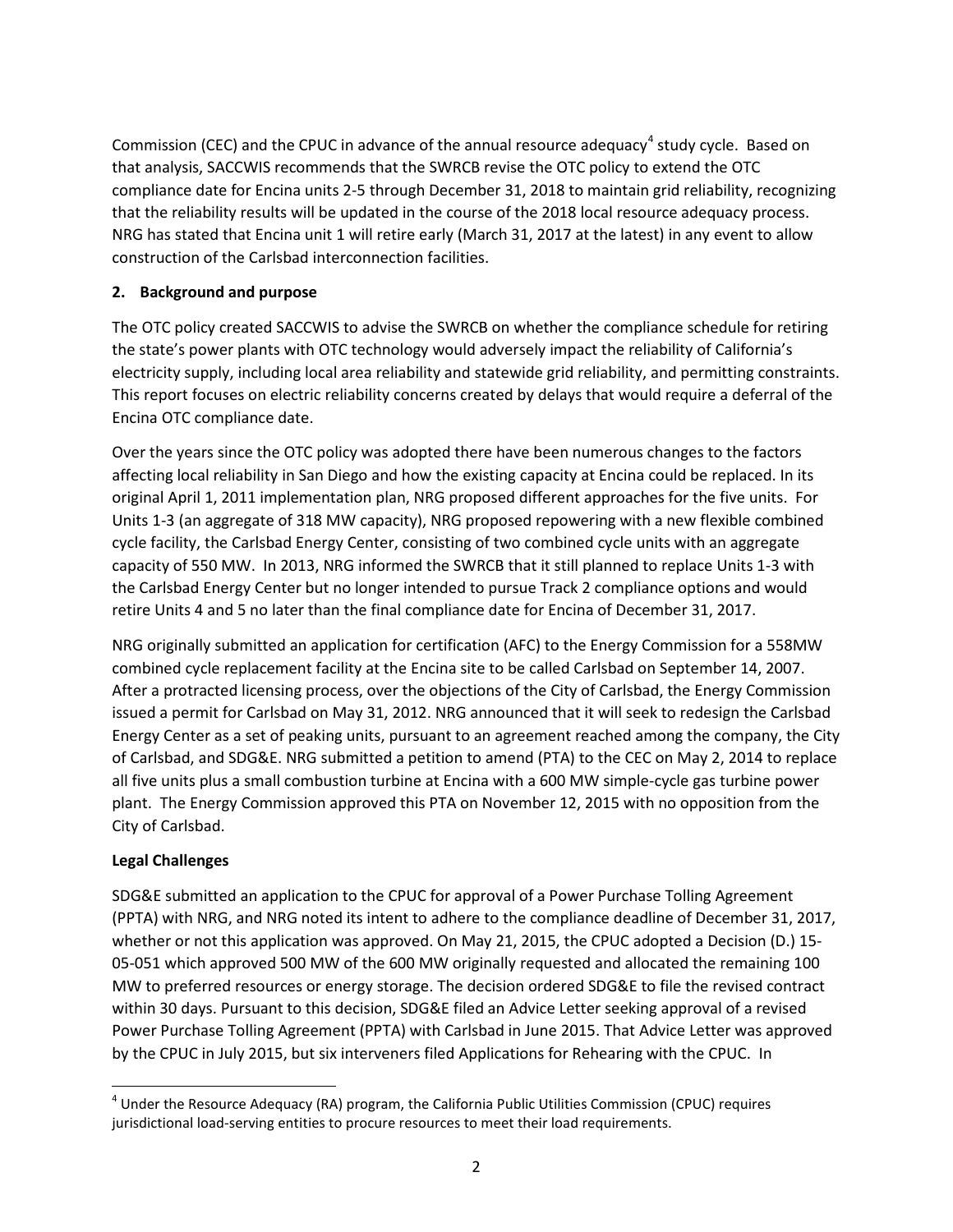Commission (CEC) and the CPUC in advance of the annual resource adequacy[4] study cycle. Based on that analysis, SACCWIS recommends that the SWRCB revise the OTC policy to extend the OTC compliance date for Encina units 2-5 through December 31, 2018 to maintain grid reliability, recognizing that the reliability results will be updated in the course of the 2018 local resource adequacy process. NRG has stated that Encina unit 1 will retire early (March 31, 2017 at the latest) in any event to allow construction of the Carlsbad interconnection facilities.

## 2. Background and purpose

The OTC policy created SACCWIS to advise the SWRCB on whether the compliance schedule for retiring the state's power plants with OTC technology would adversely impact the reliability of California's electricity supply, including local area reliability and statewide grid reliability, and permitting constraints. This report focuses on electric reliability concerns created by delays that would require a deferral of the Encina OTC compliance date.

Over the years since the OTC policy was adopted there have been numerous changes to the factors affecting local reliability in San Diego and how the existing capacity at Encina could be replaced. In its original April 1, 2011 implementation plan, NRG proposed different approaches for the five units. For Units 1-3 (an aggregate of 318 MW capacity), NRG proposed repowering with a new flexible combined cycle facility, the Carlsbad Energy Center, consisting of two combined cycle units with an aggregate capacity of 550 MW. In 2013, NRG informed the SWRCB that it still planned to replace Units 1-3 with the Carlsbad Energy Center but no longer intended to pursue Track 2 compliance options and would retire Units 4 and 5 no later than the final compliance date for Encina of December 31, 2017.

NRG originally submitted an application for certification (AFC) to the Energy Commission for a 558MW combined cycle replacement facility at the Encina site to be called Carlsbad on September 14, 2007. After a protracted licensing process, over the objections of the City of Carlsbad, the Energy Commission issued a permit for Carlsbad on May 31, 2012. NRG announced that it will seek to redesign the Carlsbad Energy Center as a set of peaking units, pursuant to an agreement reached among the company, the City of Carlsbad, and SDG&E. NRG submitted a petition to amend (PTA) to the CEC on May 2, 2014 to replace all five units plus a small combustion turbine at Encina with a 600 MW simple-cycle gas turbine power plant. The Energy Commission approved this PTA on November 12, 2015 with no opposition from the City of Carlsbad.

### Legal Challenges

SDG&E submitted an application to the CPUC for approval of a Power Purchase Tolling Agreement (PPTA) with NRG, and NRG noted its intent to adhere to the compliance deadline of December 31, 2017, whether or not this application was approved. On May 21, 2015, the CPUC adopted a Decision (D.) 15-05-051 which approved 500 MW of the 600 MW originally requested and allocated the remaining 100 MW to preferred resources or energy storage. The decision ordered SDG&E to file the revised contract within 30 days. Pursuant to this decision, SDG&E filed an Advice Letter seeking approval of a revised Power Purchase Tolling Agreement (PPTA) with Carlsbad in June 2015. That Advice Letter was approved by the CPUC in July 2015, but six interveners filed Applications for Rehearing with the CPUC. In

---

[4] Under the Resource Adequacy (RA) program, the California Public Utilities Commission (CPUC) requires jurisdictional load-serving entities to procure resources to meet their load requirements.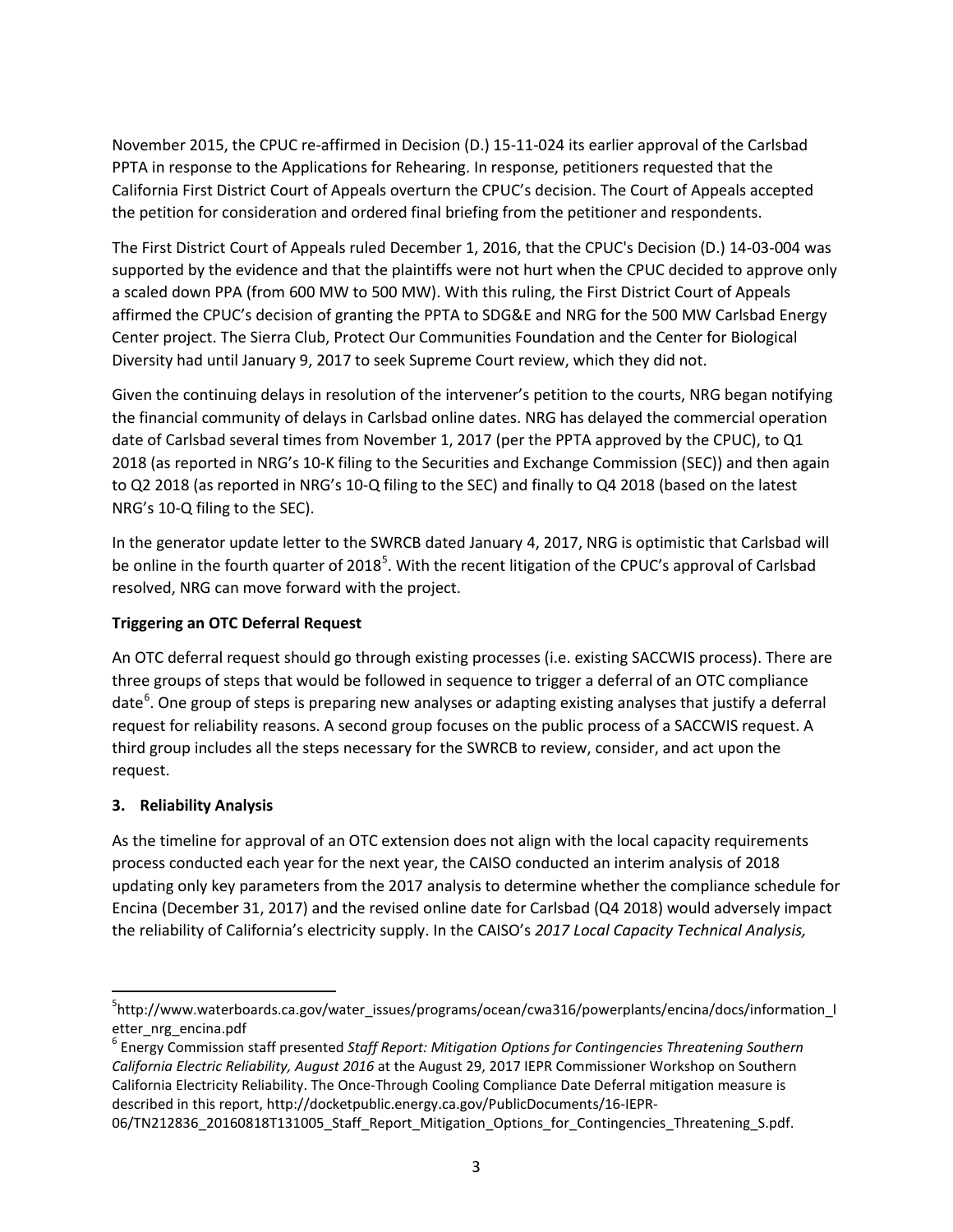November 2015, the CPUC re-affirmed in Decision (D.) 15-11-024 its earlier approval of the Carlsbad PPTA in response to the Applications for Rehearing. In response, petitioners requested that the California First District Court of Appeals overturn the CPUC's decision. The Court of Appeals accepted the petition for consideration and ordered final briefing from the petitioner and respondents.

The First District Court of Appeals ruled December 1, 2016, that the CPUC's Decision (D.) 14-03-004 was supported by the evidence and that the plaintiffs were not hurt when the CPUC decided to approve only a scaled down PPA (from 600 MW to 500 MW). With this ruling, the First District Court of Appeals affirmed the CPUC's decision of granting the PPTA to SDG&E and NRG for the 500 MW Carlsbad Energy Center project. The Sierra Club, Protect Our Communities Foundation and the Center for Biological Diversity had until January 9, 2017 to seek Supreme Court review, which they did not.

Given the continuing delays in resolution of the intervener's petition to the courts, NRG began notifying the financial community of delays in Carlsbad online dates. NRG has delayed the commercial operation date of Carlsbad several times from November 1, 2017 (per the PPTA approved by the CPUC), to Q1 2018 (as reported in NRG's 10-K filing to the Securities and Exchange Commission (SEC)) and then again to Q2 2018 (as reported in NRG's 10-Q filing to the SEC) and finally to Q4 2018 (based on the latest NRG's 10-Q filing to the SEC).

In the generator update letter to the SWRCB dated January 4, 2017, NRG is optimistic that Carlsbad will be online in the fourth quarter of 2018[5]. With the recent litigation of the CPUC's approval of Carlsbad resolved, NRG can move forward with the project.

**Triggering an OTC Deferral Request**

An OTC deferral request should go through existing processes (i.e. existing SACCWIS process). There are three groups of steps that would be followed in sequence to trigger a deferral of an OTC compliance date[6]. One group of steps is preparing new analyses or adapting existing analyses that justify a deferral request for reliability reasons. A second group focuses on the public process of a SACCWIS request. A third group includes all the steps necessary for the SWRCB to review, consider, and act upon the request.

## 3. Reliability Analysis

As the timeline for approval of an OTC extension does not align with the local capacity requirements process conducted each year for the next year, the CAISO conducted an interim analysis of 2018 updating only key parameters from the 2017 analysis to determine whether the compliance schedule for Encina (December 31, 2017) and the revised online date for Carlsbad (Q4 2018) would adversely impact the reliability of California's electricity supply. In the CAISO's *2017 Local Capacity Technical Analysis,*

---

[5] http://www.waterboards.ca.gov/water_issues/programs/ocean/cwa316/powerplants/encina/docs/information_letter_nrg_encina.pdf

[6] Energy Commission staff presented *Staff Report: Mitigation Options for Contingencies Threatening Southern California Electric Reliability, August 2016* at the August 29, 2017 IEPR Commissioner Workshop on Southern California Electricity Reliability. The Once-Through Cooling Compliance Date Deferral mitigation measure is described in this report, http://docketpublic.energy.ca.gov/PublicDocuments/16-IEPR-06/TN212836_20160818T131005_Staff_Report_Mitigation_Options_for_Contingencies_Threatening_S.pdf.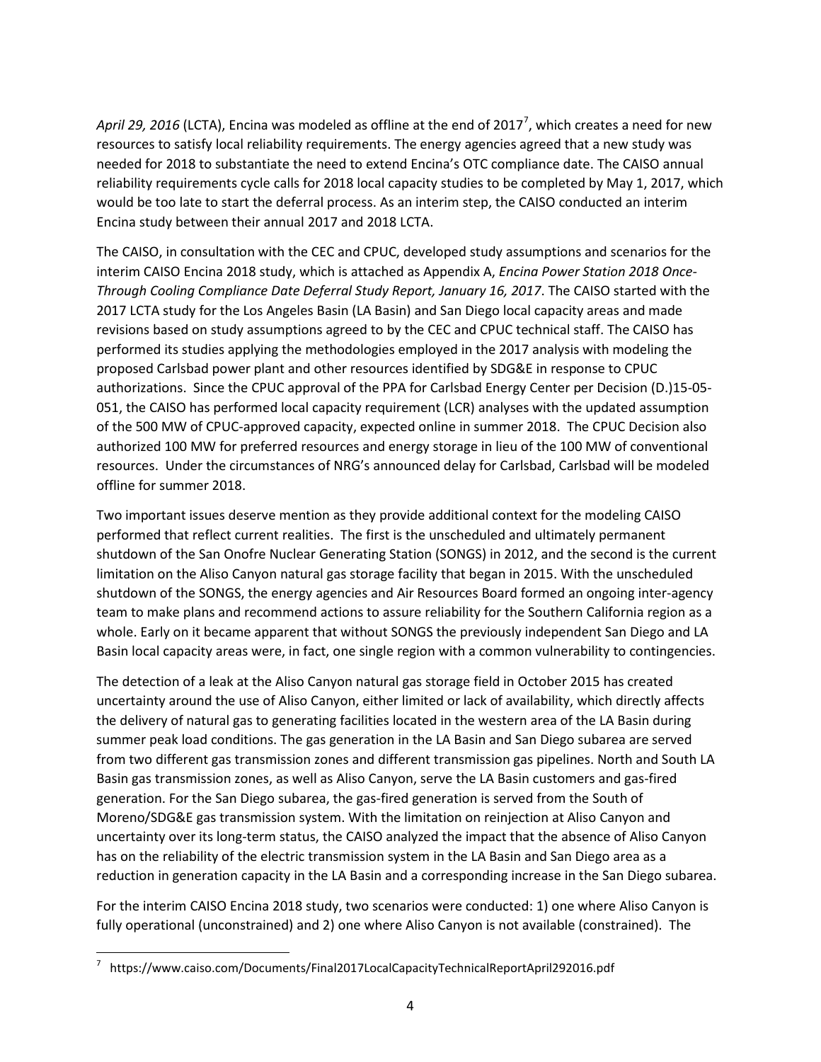*April 29, 2016* (LCTA), Encina was modeled as offline at the end of 2017[7], which creates a need for new resources to satisfy local reliability requirements. The energy agencies agreed that a new study was needed for 2018 to substantiate the need to extend Encina's OTC compliance date. The CAISO annual reliability requirements cycle calls for 2018 local capacity studies to be completed by May 1, 2017, which would be too late to start the deferral process. As an interim step, the CAISO conducted an interim Encina study between their annual 2017 and 2018 LCTA.

The CAISO, in consultation with the CEC and CPUC, developed study assumptions and scenarios for the interim CAISO Encina 2018 study, which is attached as Appendix A, *Encina Power Station 2018 Once-Through Cooling Compliance Date Deferral Study Report, January 16, 2017*. The CAISO started with the 2017 LCTA study for the Los Angeles Basin (LA Basin) and San Diego local capacity areas and made revisions based on study assumptions agreed to by the CEC and CPUC technical staff. The CAISO has performed its studies applying the methodologies employed in the 2017 analysis with modeling the proposed Carlsbad power plant and other resources identified by SDG&E in response to CPUC authorizations. Since the CPUC approval of the PPA for Carlsbad Energy Center per Decision (D.)15-05-051, the CAISO has performed local capacity requirement (LCR) analyses with the updated assumption of the 500 MW of CPUC-approved capacity, expected online in summer 2018. The CPUC Decision also authorized 100 MW for preferred resources and energy storage in lieu of the 100 MW of conventional resources. Under the circumstances of NRG's announced delay for Carlsbad, Carlsbad will be modeled offline for summer 2018.

Two important issues deserve mention as they provide additional context for the modeling CAISO performed that reflect current realities. The first is the unscheduled and ultimately permanent shutdown of the San Onofre Nuclear Generating Station (SONGS) in 2012, and the second is the current limitation on the Aliso Canyon natural gas storage facility that began in 2015. With the unscheduled shutdown of the SONGS, the energy agencies and Air Resources Board formed an ongoing inter-agency team to make plans and recommend actions to assure reliability for the Southern California region as a whole. Early on it became apparent that without SONGS the previously independent San Diego and LA Basin local capacity areas were, in fact, one single region with a common vulnerability to contingencies.

The detection of a leak at the Aliso Canyon natural gas storage field in October 2015 has created uncertainty around the use of Aliso Canyon, either limited or lack of availability, which directly affects the delivery of natural gas to generating facilities located in the western area of the LA Basin during summer peak load conditions. The gas generation in the LA Basin and San Diego subarea are served from two different gas transmission zones and different transmission gas pipelines. North and South LA Basin gas transmission zones, as well as Aliso Canyon, serve the LA Basin customers and gas-fired generation. For the San Diego subarea, the gas-fired generation is served from the South of Moreno/SDG&E gas transmission system. With the limitation on reinjection at Aliso Canyon and uncertainty over its long-term status, the CAISO analyzed the impact that the absence of Aliso Canyon has on the reliability of the electric transmission system in the LA Basin and San Diego area as a reduction in generation capacity in the LA Basin and a corresponding increase in the San Diego subarea.

For the interim CAISO Encina 2018 study, two scenarios were conducted: 1) one where Aliso Canyon is fully operational (unconstrained) and 2) one where Aliso Canyon is not available (constrained). The

[7] https://www.caiso.com/Documents/Final2017LocalCapacityTechnicalReportApril292016.pdf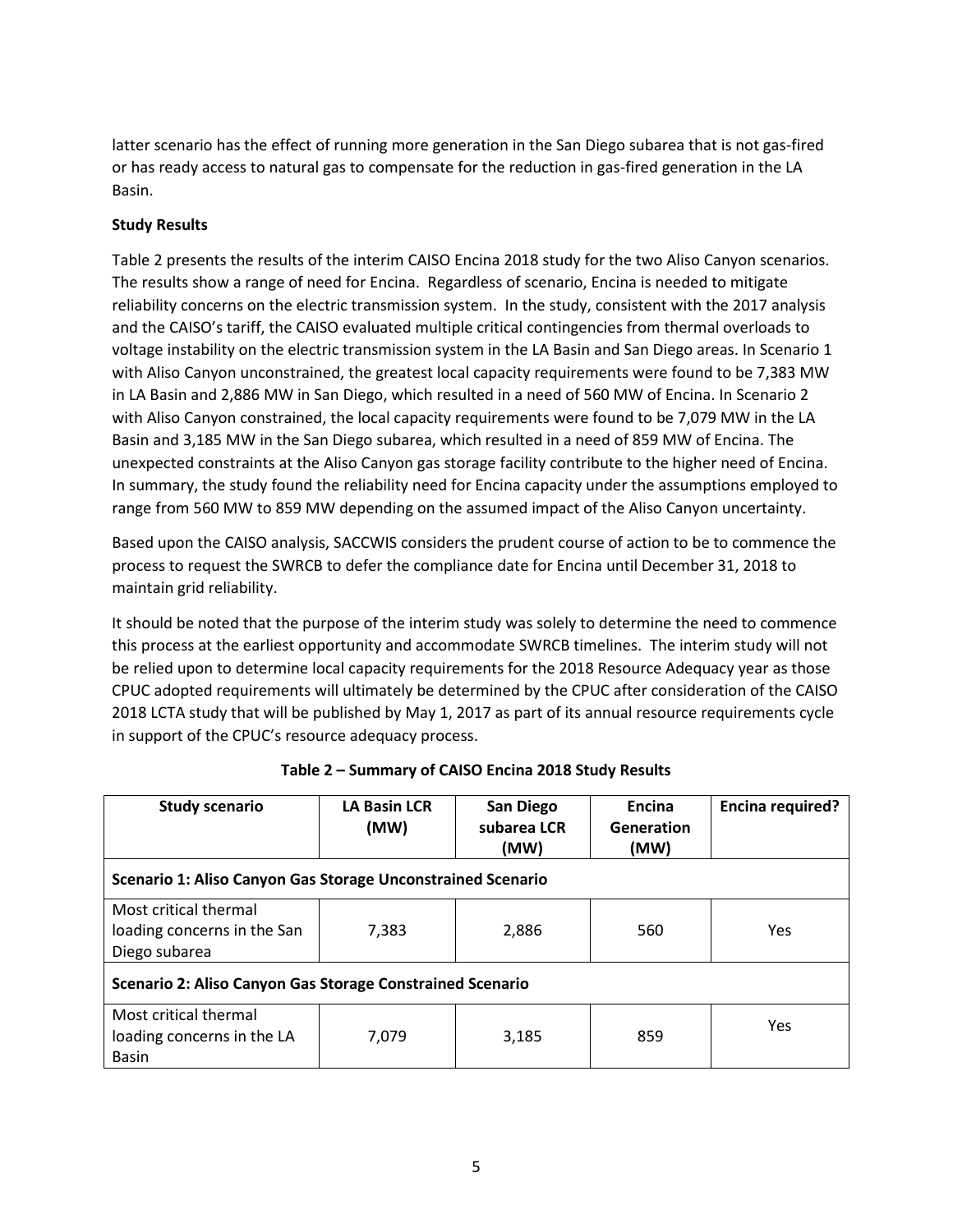latter scenario has the effect of running more generation in the San Diego subarea that is not gas-fired or has ready access to natural gas to compensate for the reduction in gas-fired generation in the LA Basin.

**Study Results**

Table 2 presents the results of the interim CAISO Encina 2018 study for the two Aliso Canyon scenarios. The results show a range of need for Encina. Regardless of scenario, Encina is needed to mitigate reliability concerns on the electric transmission system. In the study, consistent with the 2017 analysis and the CAISO's tariff, the CAISO evaluated multiple critical contingencies from thermal overloads to voltage instability on the electric transmission system in the LA Basin and San Diego areas. In Scenario 1 with Aliso Canyon unconstrained, the greatest local capacity requirements were found to be 7,383 MW in LA Basin and 2,886 MW in San Diego, which resulted in a need of 560 MW of Encina. In Scenario 2 with Aliso Canyon constrained, the local capacity requirements were found to be 7,079 MW in the LA Basin and 3,185 MW in the San Diego subarea, which resulted in a need of 859 MW of Encina. The unexpected constraints at the Aliso Canyon gas storage facility contribute to the higher need of Encina. In summary, the study found the reliability need for Encina capacity under the assumptions employed to range from 560 MW to 859 MW depending on the assumed impact of the Aliso Canyon uncertainty.

Based upon the CAISO analysis, SACCWIS considers the prudent course of action to be to commence the process to request the SWRCB to defer the compliance date for Encina until December 31, 2018 to maintain grid reliability.

It should be noted that the purpose of the interim study was solely to determine the need to commence this process at the earliest opportunity and accommodate SWRCB timelines. The interim study will not be relied upon to determine local capacity requirements for the 2018 Resource Adequacy year as those CPUC adopted requirements will ultimately be determined by the CPUC after consideration of the CAISO 2018 LCTA study that will be published by May 1, 2017 as part of its annual resource requirements cycle in support of the CPUC's resource adequacy process.

**Table 2 – Summary of CAISO Encina 2018 Study Results**

| Study scenario | LA Basin LCR (MW) | San Diego subarea LCR (MW) | Encina Generation (MW) | Encina required? |
|---|---|---|---|---|
| **Scenario 1: Aliso Canyon Gas Storage Unconstrained Scenario** | | | | |
| Most critical thermal loading concerns in the San Diego subarea | 7,383 | 2,886 | 560 | Yes |
| **Scenario 2: Aliso Canyon Gas Storage Constrained Scenario** | | | | |
| Most critical thermal loading concerns in the LA Basin | 7,079 | 3,185 | 859 | Yes |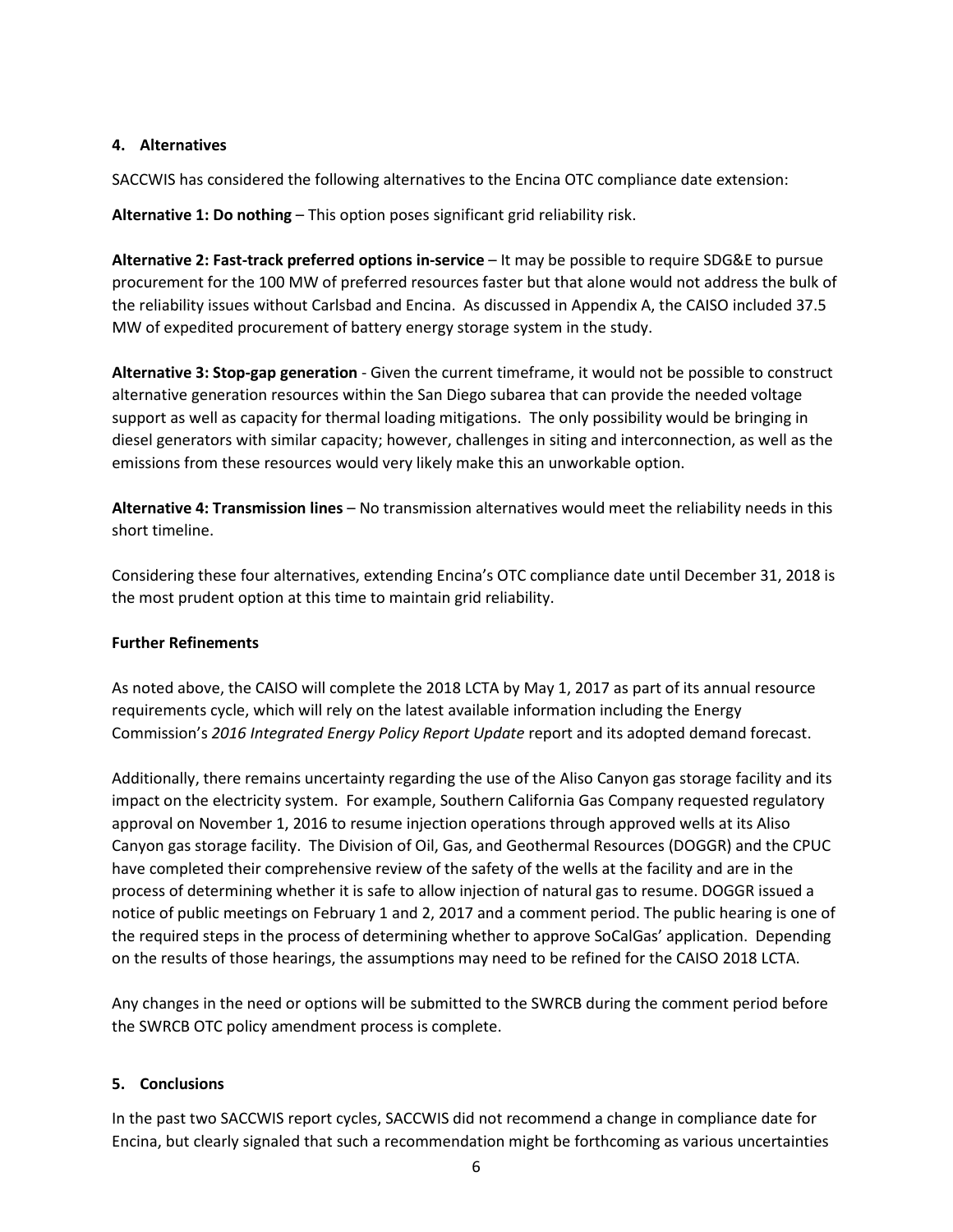#### 4. Alternatives

SACCWIS has considered the following alternatives to the Encina OTC compliance date extension:

**Alternative 1: Do nothing** – This option poses significant grid reliability risk.

**Alternative 2: Fast-track preferred options in-service** – It may be possible to require SDG&E to pursue procurement for the 100 MW of preferred resources faster but that alone would not address the bulk of the reliability issues without Carlsbad and Encina. As discussed in Appendix A, the CAISO included 37.5 MW of expedited procurement of battery energy storage system in the study.

**Alternative 3: Stop-gap generation** - Given the current timeframe, it would not be possible to construct alternative generation resources within the San Diego subarea that can provide the needed voltage support as well as capacity for thermal loading mitigations. The only possibility would be bringing in diesel generators with similar capacity; however, challenges in siting and interconnection, as well as the emissions from these resources would very likely make this an unworkable option.

**Alternative 4: Transmission lines** – No transmission alternatives would meet the reliability needs in this short timeline.

Considering these four alternatives, extending Encina's OTC compliance date until December 31, 2018 is the most prudent option at this time to maintain grid reliability.

**Further Refinements**

As noted above, the CAISO will complete the 2018 LCTA by May 1, 2017 as part of its annual resource requirements cycle, which will rely on the latest available information including the Energy Commission's *2016 Integrated Energy Policy Report Update* report and its adopted demand forecast.

Additionally, there remains uncertainty regarding the use of the Aliso Canyon gas storage facility and its impact on the electricity system. For example, Southern California Gas Company requested regulatory approval on November 1, 2016 to resume injection operations through approved wells at its Aliso Canyon gas storage facility. The Division of Oil, Gas, and Geothermal Resources (DOGGR) and the CPUC have completed their comprehensive review of the safety of the wells at the facility and are in the process of determining whether it is safe to allow injection of natural gas to resume. DOGGR issued a notice of public meetings on February 1 and 2, 2017 and a comment period. The public hearing is one of the required steps in the process of determining whether to approve SoCalGas' application. Depending on the results of those hearings, the assumptions may need to be refined for the CAISO 2018 LCTA.

Any changes in the need or options will be submitted to the SWRCB during the comment period before the SWRCB OTC policy amendment process is complete.

#### 5. Conclusions

In the past two SACCWIS report cycles, SACCWIS did not recommend a change in compliance date for Encina, but clearly signaled that such a recommendation might be forthcoming as various uncertainties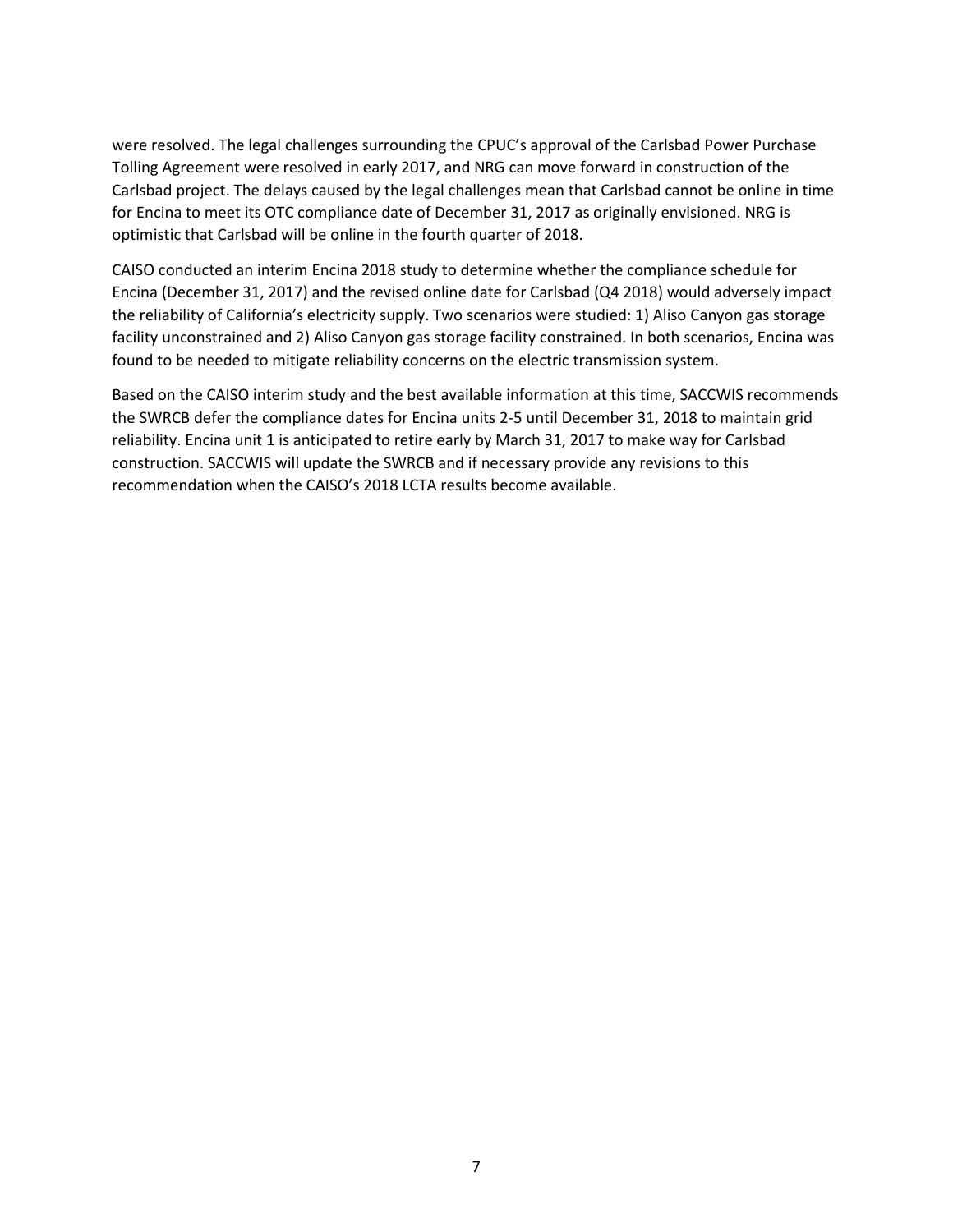were resolved. The legal challenges surrounding the CPUC's approval of the Carlsbad Power Purchase Tolling Agreement were resolved in early 2017, and NRG can move forward in construction of the Carlsbad project. The delays caused by the legal challenges mean that Carlsbad cannot be online in time for Encina to meet its OTC compliance date of December 31, 2017 as originally envisioned. NRG is optimistic that Carlsbad will be online in the fourth quarter of 2018.

CAISO conducted an interim Encina 2018 study to determine whether the compliance schedule for Encina (December 31, 2017) and the revised online date for Carlsbad (Q4 2018) would adversely impact the reliability of California's electricity supply. Two scenarios were studied: 1) Aliso Canyon gas storage facility unconstrained and 2) Aliso Canyon gas storage facility constrained. In both scenarios, Encina was found to be needed to mitigate reliability concerns on the electric transmission system.

Based on the CAISO interim study and the best available information at this time, SACCWIS recommends the SWRCB defer the compliance dates for Encina units 2-5 until December 31, 2018 to maintain grid reliability. Encina unit 1 is anticipated to retire early by March 31, 2017 to make way for Carlsbad construction. SACCWIS will update the SWRCB and if necessary provide any revisions to this recommendation when the CAISO's 2018 LCTA results become available.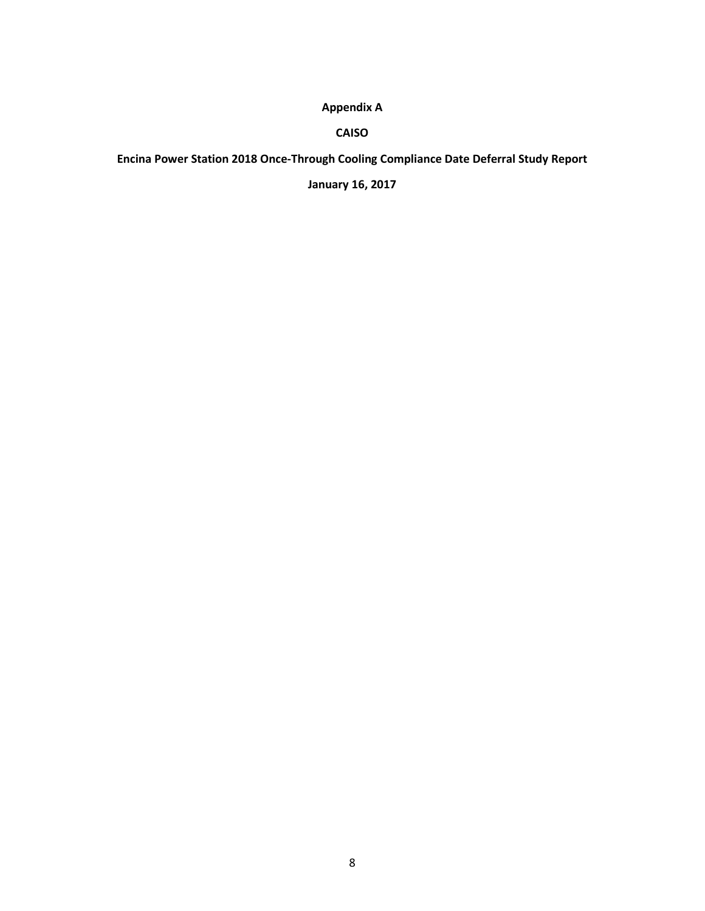**Appendix A**

**CAISO**

**Encina Power Station 2018 Once-Through Cooling Compliance Date Deferral Study Report**

**January 16, 2017**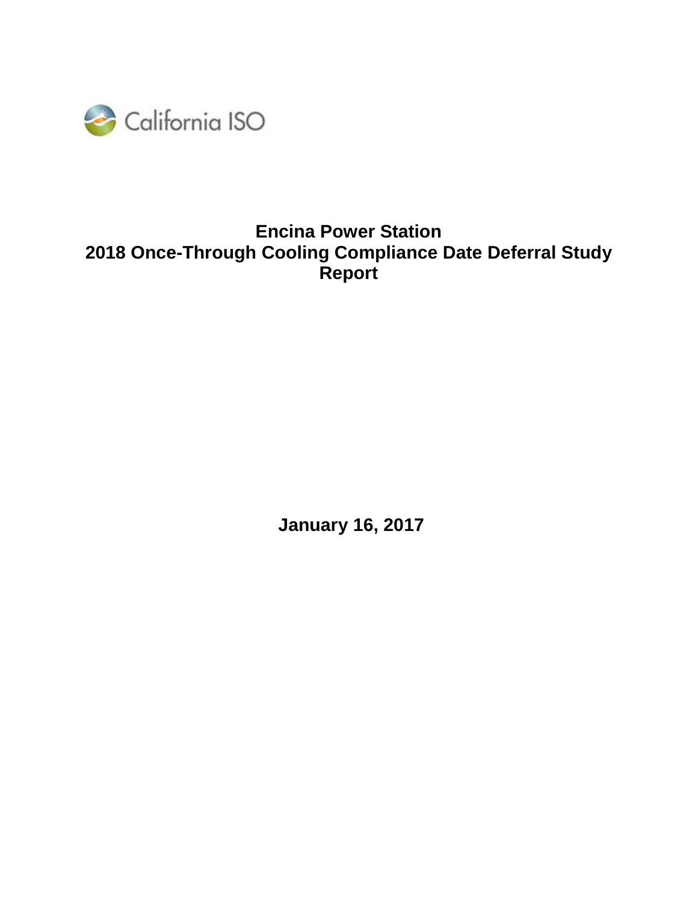# Encina Power Station
# 2018 Once-Through Cooling Compliance Date Deferral Study Report

**January 16, 2017**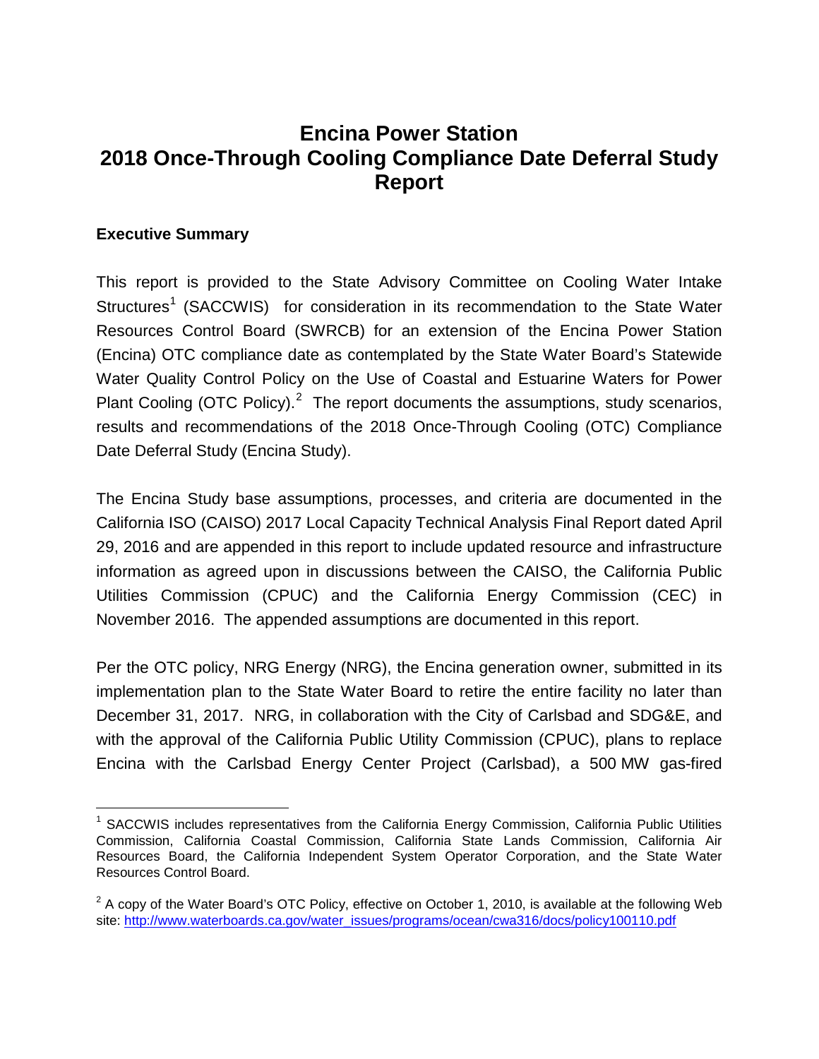# Encina Power Station 2018 Once-Through Cooling Compliance Date Deferral Study Report

## Executive Summary

This report is provided to the State Advisory Committee on Cooling Water Intake Structures[1] (SACCWIS) for consideration in its recommendation to the State Water Resources Control Board (SWRCB) for an extension of the Encina Power Station (Encina) OTC compliance date as contemplated by the State Water Board's Statewide Water Quality Control Policy on the Use of Coastal and Estuarine Waters for Power Plant Cooling (OTC Policy).[2] The report documents the assumptions, study scenarios, results and recommendations of the 2018 Once-Through Cooling (OTC) Compliance Date Deferral Study (Encina Study).

The Encina Study base assumptions, processes, and criteria are documented in the California ISO (CAISO) 2017 Local Capacity Technical Analysis Final Report dated April 29, 2016 and are appended in this report to include updated resource and infrastructure information as agreed upon in discussions between the CAISO, the California Public Utilities Commission (CPUC) and the California Energy Commission (CEC) in November 2016. The appended assumptions are documented in this report.

Per the OTC policy, NRG Energy (NRG), the Encina generation owner, submitted in its implementation plan to the State Water Board to retire the entire facility no later than December 31, 2017. NRG, in collaboration with the City of Carlsbad and SDG&E, and with the approval of the California Public Utility Commission (CPUC), plans to replace Encina with the Carlsbad Energy Center Project (Carlsbad), a 500 MW gas-fired

---

[1] SACCWIS includes representatives from the California Energy Commission, California Public Utilities Commission, California Coastal Commission, California State Lands Commission, California Air Resources Board, the California Independent System Operator Corporation, and the State Water Resources Control Board.

[2] A copy of the Water Board's OTC Policy, effective on October 1, 2010, is available at the following Web site: http://www.waterboards.ca.gov/water_issues/programs/ocean/cwa316/docs/policy100110.pdf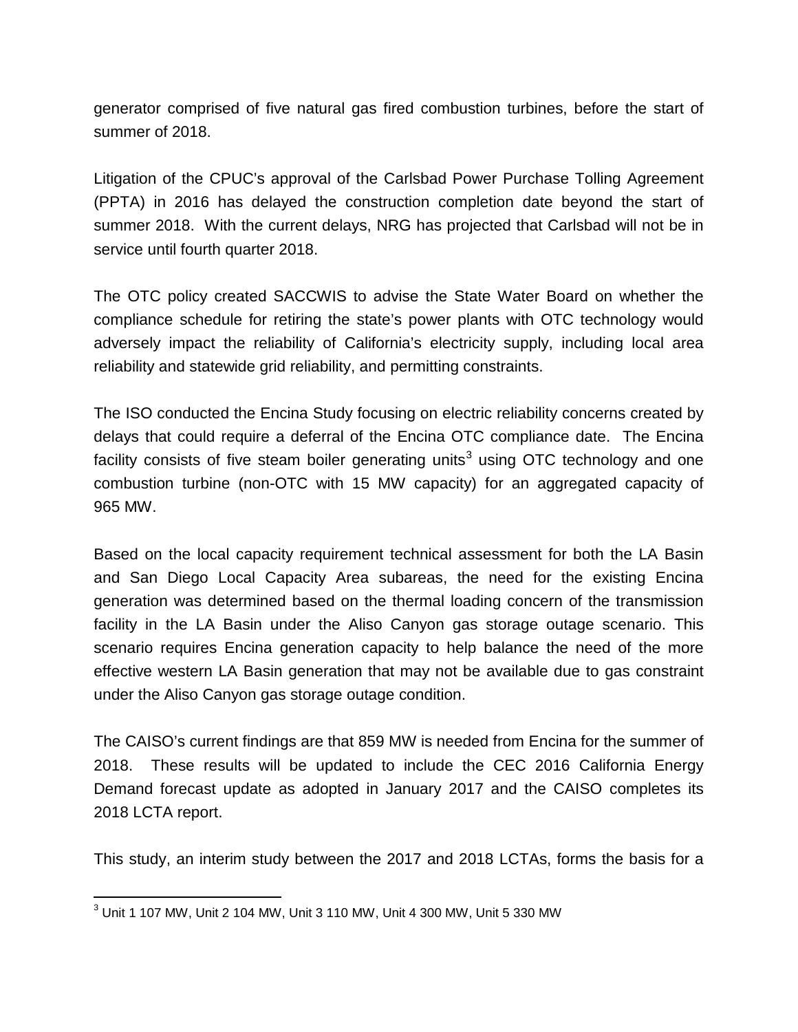generator comprised of five natural gas fired combustion turbines, before the start of summer of 2018.

Litigation of the CPUC's approval of the Carlsbad Power Purchase Tolling Agreement (PPTA) in 2016 has delayed the construction completion date beyond the start of summer 2018. With the current delays, NRG has projected that Carlsbad will not be in service until fourth quarter 2018.

The OTC policy created SACCWIS to advise the State Water Board on whether the compliance schedule for retiring the state's power plants with OTC technology would adversely impact the reliability of California's electricity supply, including local area reliability and statewide grid reliability, and permitting constraints.

The ISO conducted the Encina Study focusing on electric reliability concerns created by delays that could require a deferral of the Encina OTC compliance date. The Encina facility consists of five steam boiler generating units[3] using OTC technology and one combustion turbine (non-OTC with 15 MW capacity) for an aggregated capacity of 965 MW.

Based on the local capacity requirement technical assessment for both the LA Basin and San Diego Local Capacity Area subareas, the need for the existing Encina generation was determined based on the thermal loading concern of the transmission facility in the LA Basin under the Aliso Canyon gas storage outage scenario. This scenario requires Encina generation capacity to help balance the need of the more effective western LA Basin generation that may not be available due to gas constraint under the Aliso Canyon gas storage outage condition.

The CAISO's current findings are that 859 MW is needed from Encina for the summer of 2018. These results will be updated to include the CEC 2016 California Energy Demand forecast update as adopted in January 2017 and the CAISO completes its 2018 LCTA report.

This study, an interim study between the 2017 and 2018 LCTAs, forms the basis for a

[3] Unit 1 107 MW, Unit 2 104 MW, Unit 3 110 MW, Unit 4 300 MW, Unit 5 330 MW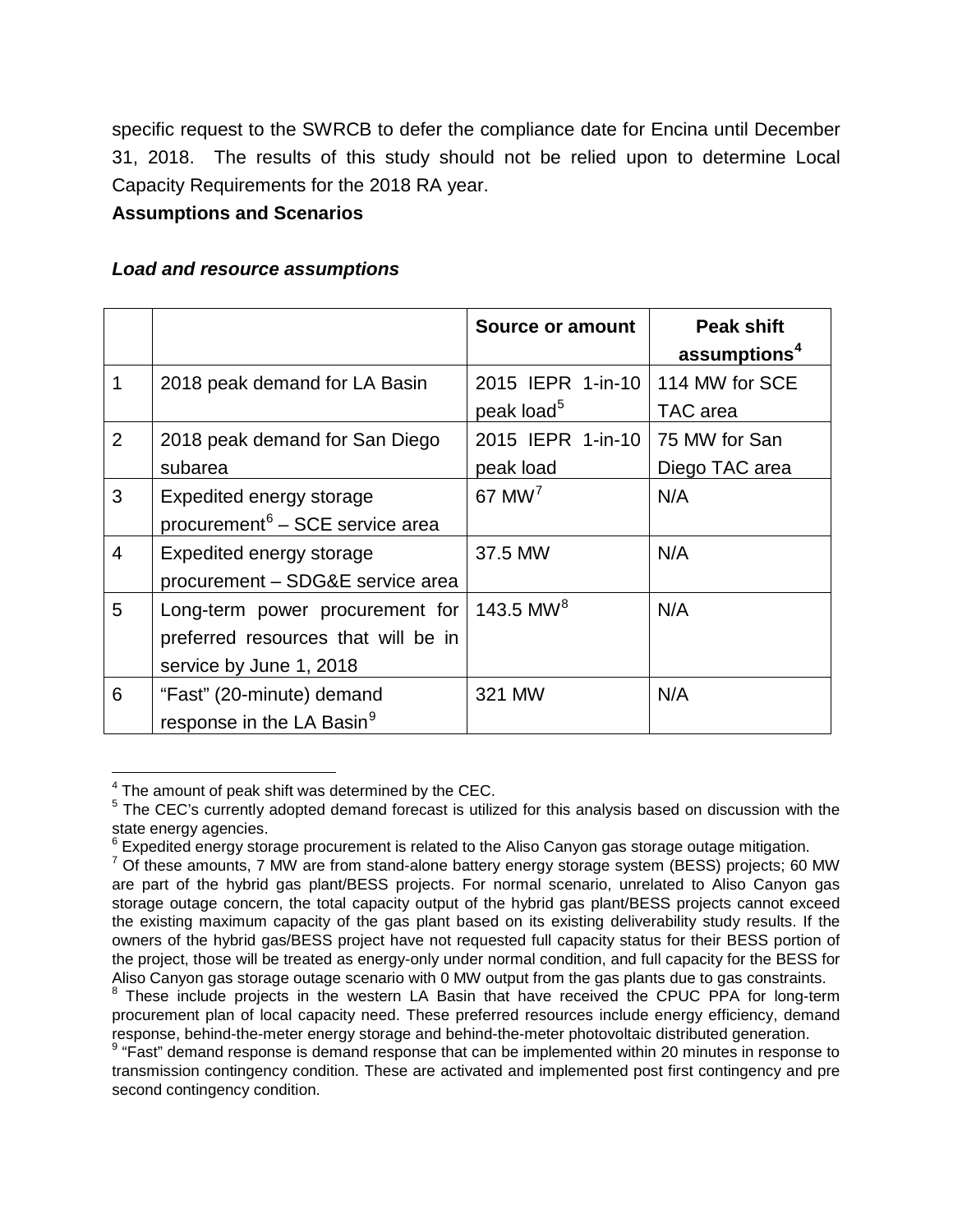specific request to the SWRCB to defer the compliance date for Encina until December 31, 2018. The results of this study should not be relied upon to determine Local Capacity Requirements for the 2018 RA year.

**Assumptions and Scenarios**

***Load and resource assumptions***

| | | **Source or amount** | **Peak shift assumptions**[4] |
|---|---|---|---|
| 1 | 2018 peak demand for LA Basin | 2015 IEPR 1-in-10 peak load[5] | 114 MW for SCE TAC area |
| 2 | 2018 peak demand for San Diego subarea | 2015 IEPR 1-in-10 peak load | 75 MW for San Diego TAC area |
| 3 | Expedited energy storage procurement[6] – SCE service area | 67 MW[7] | N/A |
| 4 | Expedited energy storage procurement – SDG&E service area | 37.5 MW | N/A |
| 5 | Long-term power procurement for preferred resources that will be in service by June 1, 2018 | 143.5 MW[8] | N/A |
| 6 | "Fast" (20-minute) demand response in the LA Basin[9] | 321 MW | N/A |

[4] The amount of peak shift was determined by the CEC.

[5] The CEC's currently adopted demand forecast is utilized for this analysis based on discussion with the state energy agencies.

[6] Expedited energy storage procurement is related to the Aliso Canyon gas storage outage mitigation.

[7] Of these amounts, 7 MW are from stand-alone battery energy storage system (BESS) projects; 60 MW are part of the hybrid gas plant/BESS projects. For normal scenario, unrelated to Aliso Canyon gas storage outage concern, the total capacity output of the hybrid gas plant/BESS projects cannot exceed the existing maximum capacity of the gas plant based on its existing deliverability study results. If the owners of the hybrid gas/BESS project have not requested full capacity status for their BESS portion of the project, those will be treated as energy-only under normal condition, and full capacity for the BESS for Aliso Canyon gas storage outage scenario with 0 MW output from the gas plants due to gas constraints.

[8] These include projects in the western LA Basin that have received the CPUC PPA for long-term procurement plan of local capacity need. These preferred resources include energy efficiency, demand response, behind-the-meter energy storage and behind-the-meter photovoltaic distributed generation.

[9] "Fast" demand response is demand response that can be implemented within 20 minutes in response to transmission contingency condition. These are activated and implemented post first contingency and pre second contingency condition.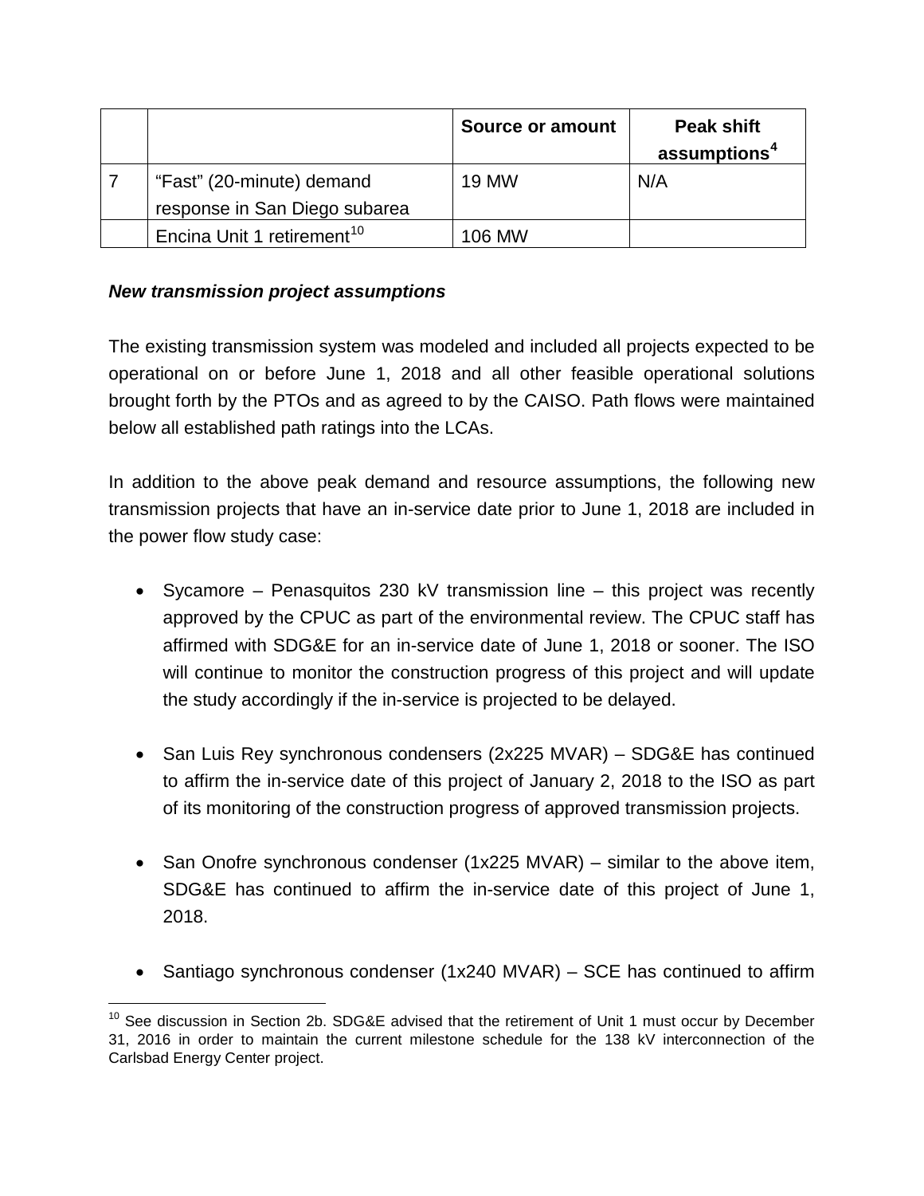| | | Source or amount | Peak shift assumptions[4] |
|---|---|---|---|
| 7 | "Fast" (20-minute) demand response in San Diego subarea | 19 MW | N/A |
| | Encina Unit 1 retirement[10] | 106 MW | |

***New transmission project assumptions***

The existing transmission system was modeled and included all projects expected to be operational on or before June 1, 2018 and all other feasible operational solutions brought forth by the PTOs and as agreed to by the CAISO. Path flows were maintained below all established path ratings into the LCAs.

In addition to the above peak demand and resource assumptions, the following new transmission projects that have an in-service date prior to June 1, 2018 are included in the power flow study case:

- Sycamore – Penasquitos 230 kV transmission line – this project was recently approved by the CPUC as part of the environmental review. The CPUC staff has affirmed with SDG&E for an in-service date of June 1, 2018 or sooner. The ISO will continue to monitor the construction progress of this project and will update the study accordingly if the in-service is projected to be delayed.

- San Luis Rey synchronous condensers (2x225 MVAR) – SDG&E has continued to affirm the in-service date of this project of January 2, 2018 to the ISO as part of its monitoring of the construction progress of approved transmission projects.

- San Onofre synchronous condenser (1x225 MVAR) – similar to the above item, SDG&E has continued to affirm the in-service date of this project of June 1, 2018.

- Santiago synchronous condenser (1x240 MVAR) – SCE has continued to affirm

[10] See discussion in Section 2b. SDG&E advised that the retirement of Unit 1 must occur by December 31, 2016 in order to maintain the current milestone schedule for the 138 kV interconnection of the Carlsbad Energy Center project.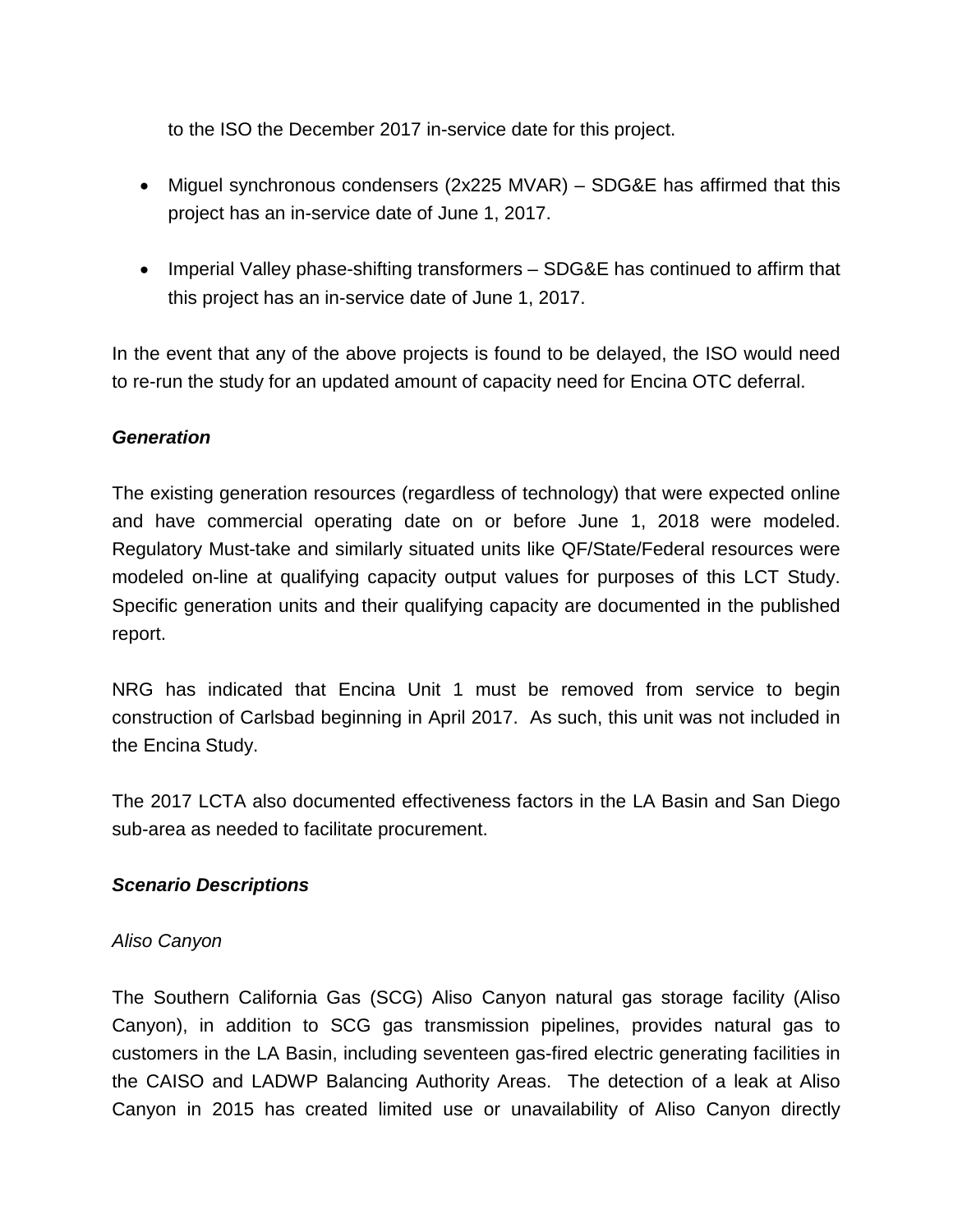to the ISO the December 2017 in-service date for this project.

- Miguel synchronous condensers (2x225 MVAR) – SDG&E has affirmed that this project has an in-service date of June 1, 2017.
- Imperial Valley phase-shifting transformers – SDG&E has continued to affirm that this project has an in-service date of June 1, 2017.

In the event that any of the above projects is found to be delayed, the ISO would need to re-run the study for an updated amount of capacity need for Encina OTC deferral.

***Generation***

The existing generation resources (regardless of technology) that were expected online and have commercial operating date on or before June 1, 2018 were modeled. Regulatory Must-take and similarly situated units like QF/State/Federal resources were modeled on-line at qualifying capacity output values for purposes of this LCT Study. Specific generation units and their qualifying capacity are documented in the published report.

NRG has indicated that Encina Unit 1 must be removed from service to begin construction of Carlsbad beginning in April 2017. As such, this unit was not included in the Encina Study.

The 2017 LCTA also documented effectiveness factors in the LA Basin and San Diego sub-area as needed to facilitate procurement.

***Scenario Descriptions***

*Aliso Canyon*

The Southern California Gas (SCG) Aliso Canyon natural gas storage facility (Aliso Canyon), in addition to SCG gas transmission pipelines, provides natural gas to customers in the LA Basin, including seventeen gas-fired electric generating facilities in the CAISO and LADWP Balancing Authority Areas. The detection of a leak at Aliso Canyon in 2015 has created limited use or unavailability of Aliso Canyon directly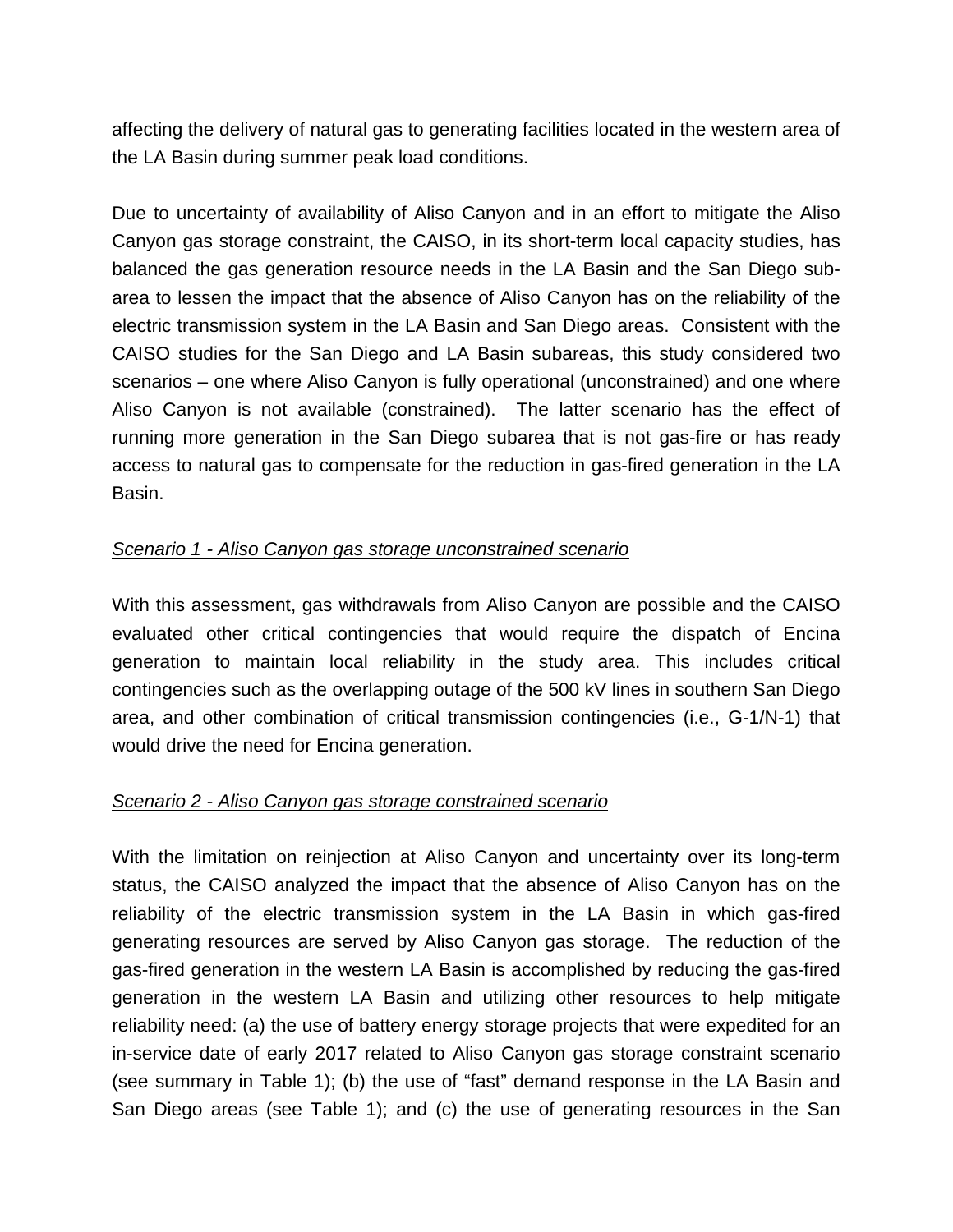affecting the delivery of natural gas to generating facilities located in the western area of the LA Basin during summer peak load conditions.

Due to uncertainty of availability of Aliso Canyon and in an effort to mitigate the Aliso Canyon gas storage constraint, the CAISO, in its short-term local capacity studies, has balanced the gas generation resource needs in the LA Basin and the San Diego sub-area to lessen the impact that the absence of Aliso Canyon has on the reliability of the electric transmission system in the LA Basin and San Diego areas. Consistent with the CAISO studies for the San Diego and LA Basin subareas, this study considered two scenarios – one where Aliso Canyon is fully operational (unconstrained) and one where Aliso Canyon is not available (constrained). The latter scenario has the effect of running more generation in the San Diego subarea that is not gas-fire or has ready access to natural gas to compensate for the reduction in gas-fired generation in the LA Basin.

*Scenario 1 - Aliso Canyon gas storage unconstrained scenario*

With this assessment, gas withdrawals from Aliso Canyon are possible and the CAISO evaluated other critical contingencies that would require the dispatch of Encina generation to maintain local reliability in the study area. This includes critical contingencies such as the overlapping outage of the 500 kV lines in southern San Diego area, and other combination of critical transmission contingencies (i.e., G-1/N-1) that would drive the need for Encina generation.

*Scenario 2 - Aliso Canyon gas storage constrained scenario*

With the limitation on reinjection at Aliso Canyon and uncertainty over its long-term status, the CAISO analyzed the impact that the absence of Aliso Canyon has on the reliability of the electric transmission system in the LA Basin in which gas-fired generating resources are served by Aliso Canyon gas storage. The reduction of the gas-fired generation in the western LA Basin is accomplished by reducing the gas-fired generation in the western LA Basin and utilizing other resources to help mitigate reliability need: (a) the use of battery energy storage projects that were expedited for an in-service date of early 2017 related to Aliso Canyon gas storage constraint scenario (see summary in Table 1); (b) the use of "fast" demand response in the LA Basin and San Diego areas (see Table 1); and (c) the use of generating resources in the San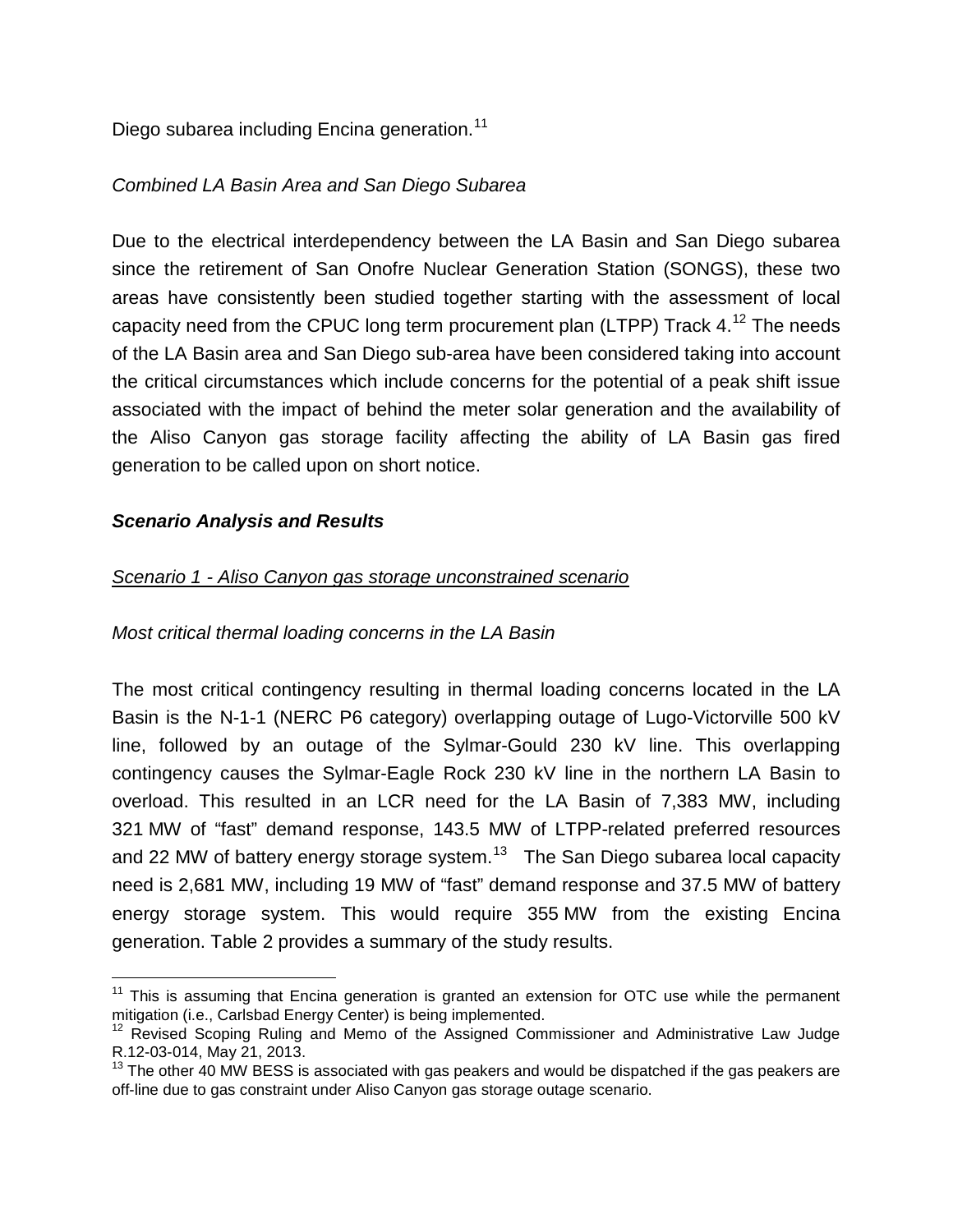Diego subarea including Encina generation.[11]

*Combined LA Basin Area and San Diego Subarea*

Due to the electrical interdependency between the LA Basin and San Diego subarea since the retirement of San Onofre Nuclear Generation Station (SONGS), these two areas have consistently been studied together starting with the assessment of local capacity need from the CPUC long term procurement plan (LTPP) Track 4.[12] The needs of the LA Basin area and San Diego sub-area have been considered taking into account the critical circumstances which include concerns for the potential of a peak shift issue associated with the impact of behind the meter solar generation and the availability of the Aliso Canyon gas storage facility affecting the ability of LA Basin gas fired generation to be called upon on short notice.

***Scenario Analysis and Results***

*Scenario 1 - Aliso Canyon gas storage unconstrained scenario*

*Most critical thermal loading concerns in the LA Basin*

The most critical contingency resulting in thermal loading concerns located in the LA Basin is the N-1-1 (NERC P6 category) overlapping outage of Lugo-Victorville 500 kV line, followed by an outage of the Sylmar-Gould 230 kV line. This overlapping contingency causes the Sylmar-Eagle Rock 230 kV line in the northern LA Basin to overload. This resulted in an LCR need for the LA Basin of 7,383 MW, including 321 MW of "fast" demand response, 143.5 MW of LTPP-related preferred resources and 22 MW of battery energy storage system.[13] The San Diego subarea local capacity need is 2,681 MW, including 19 MW of "fast" demand response and 37.5 MW of battery energy storage system. This would require 355 MW from the existing Encina generation. Table 2 provides a summary of the study results.

---

[11] This is assuming that Encina generation is granted an extension for OTC use while the permanent mitigation (i.e., Carlsbad Energy Center) is being implemented.

[12] Revised Scoping Ruling and Memo of the Assigned Commissioner and Administrative Law Judge R.12-03-014, May 21, 2013.

[13] The other 40 MW BESS is associated with gas peakers and would be dispatched if the gas peakers are off-line due to gas constraint under Aliso Canyon gas storage outage scenario.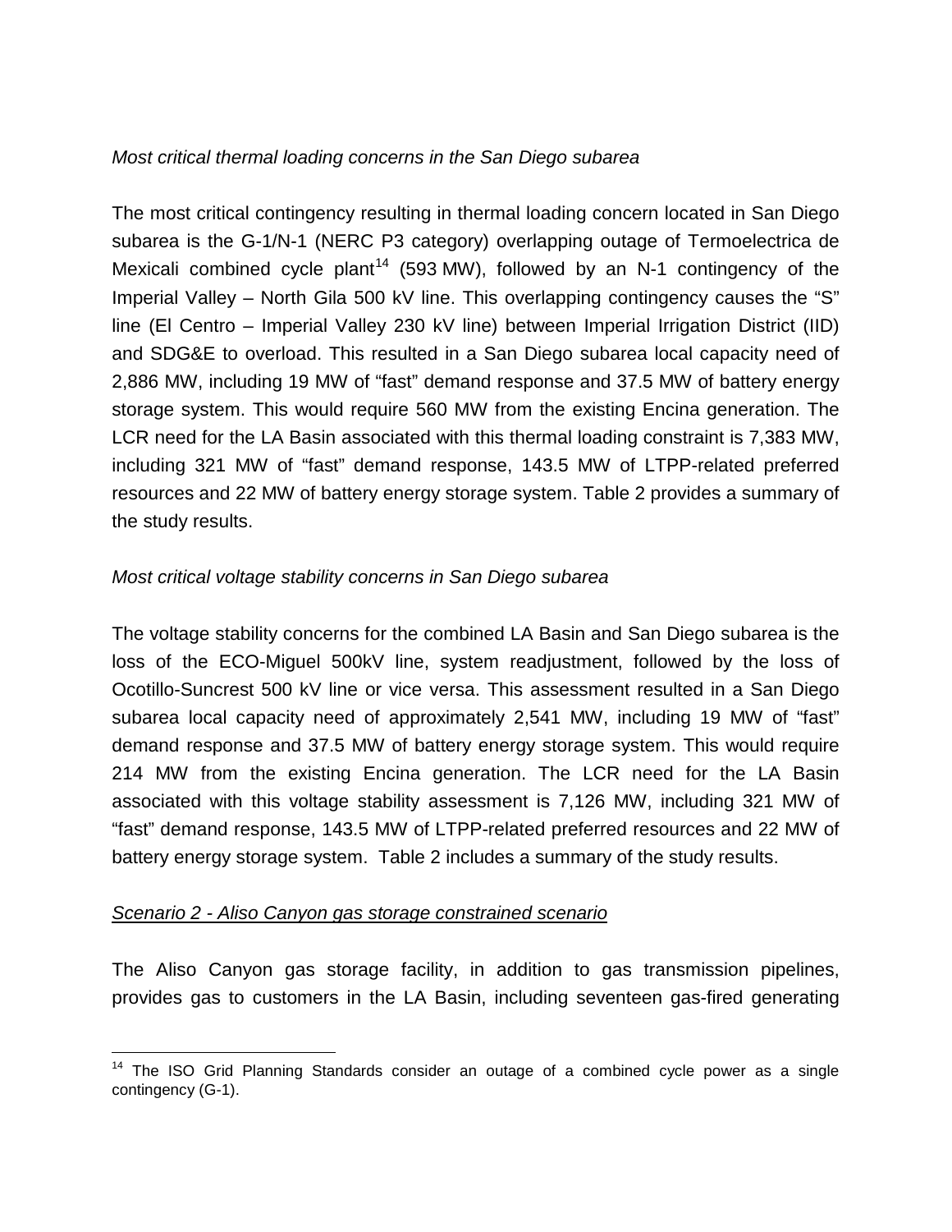*Most critical thermal loading concerns in the San Diego subarea*

The most critical contingency resulting in thermal loading concern located in San Diego subarea is the G-1/N-1 (NERC P3 category) overlapping outage of Termoelectrica de Mexicali combined cycle plant[14] (593 MW), followed by an N-1 contingency of the Imperial Valley – North Gila 500 kV line. This overlapping contingency causes the "S" line (El Centro – Imperial Valley 230 kV line) between Imperial Irrigation District (IID) and SDG&E to overload. This resulted in a San Diego subarea local capacity need of 2,886 MW, including 19 MW of "fast" demand response and 37.5 MW of battery energy storage system. This would require 560 MW from the existing Encina generation. The LCR need for the LA Basin associated with this thermal loading constraint is 7,383 MW, including 321 MW of "fast" demand response, 143.5 MW of LTPP-related preferred resources and 22 MW of battery energy storage system. Table 2 provides a summary of the study results.

*Most critical voltage stability concerns in San Diego subarea*

The voltage stability concerns for the combined LA Basin and San Diego subarea is the loss of the ECO-Miguel 500kV line, system readjustment, followed by the loss of Ocotillo-Suncrest 500 kV line or vice versa. This assessment resulted in a San Diego subarea local capacity need of approximately 2,541 MW, including 19 MW of "fast" demand response and 37.5 MW of battery energy storage system. This would require 214 MW from the existing Encina generation. The LCR need for the LA Basin associated with this voltage stability assessment is 7,126 MW, including 321 MW of "fast" demand response, 143.5 MW of LTPP-related preferred resources and 22 MW of battery energy storage system. Table 2 includes a summary of the study results.

*Scenario 2 - Aliso Canyon gas storage constrained scenario*

The Aliso Canyon gas storage facility, in addition to gas transmission pipelines, provides gas to customers in the LA Basin, including seventeen gas-fired generating

[14] The ISO Grid Planning Standards consider an outage of a combined cycle power as a single contingency (G-1).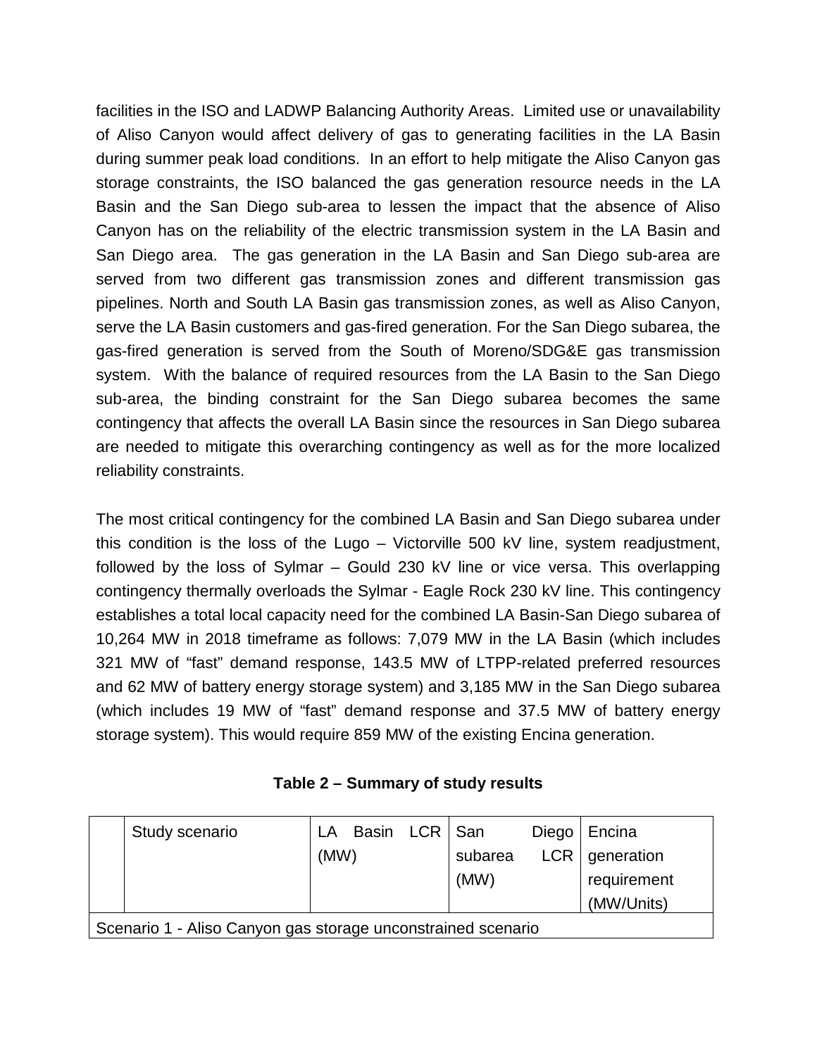facilities in the ISO and LADWP Balancing Authority Areas. Limited use or unavailability of Aliso Canyon would affect delivery of gas to generating facilities in the LA Basin during summer peak load conditions. In an effort to help mitigate the Aliso Canyon gas storage constraints, the ISO balanced the gas generation resource needs in the LA Basin and the San Diego sub-area to lessen the impact that the absence of Aliso Canyon has on the reliability of the electric transmission system in the LA Basin and San Diego area. The gas generation in the LA Basin and San Diego sub-area are served from two different gas transmission zones and different transmission gas pipelines. North and South LA Basin gas transmission zones, as well as Aliso Canyon, serve the LA Basin customers and gas-fired generation. For the San Diego subarea, the gas-fired generation is served from the South of Moreno/SDG&E gas transmission system. With the balance of required resources from the LA Basin to the San Diego sub-area, the binding constraint for the San Diego subarea becomes the same contingency that affects the overall LA Basin since the resources in San Diego subarea are needed to mitigate this overarching contingency as well as for the more localized reliability constraints.

The most critical contingency for the combined LA Basin and San Diego subarea under this condition is the loss of the Lugo – Victorville 500 kV line, system readjustment, followed by the loss of Sylmar – Gould 230 kV line or vice versa. This overlapping contingency thermally overloads the Sylmar - Eagle Rock 230 kV line. This contingency establishes a total local capacity need for the combined LA Basin-San Diego subarea of 10,264 MW in 2018 timeframe as follows: 7,079 MW in the LA Basin (which includes 321 MW of "fast" demand response, 143.5 MW of LTPP-related preferred resources and 62 MW of battery energy storage system) and 3,185 MW in the San Diego subarea (which includes 19 MW of "fast" demand response and 37.5 MW of battery energy storage system). This would require 859 MW of the existing Encina generation.

**Table 2 – Summary of study results**

| | Study scenario | LA Basin LCR (MW) | San Diego subarea LCR (MW) | Encina generation requirement (MW/Units) |
|---|---|---|---|---|
| Scenario 1 - Aliso Canyon gas storage unconstrained scenario | | | | |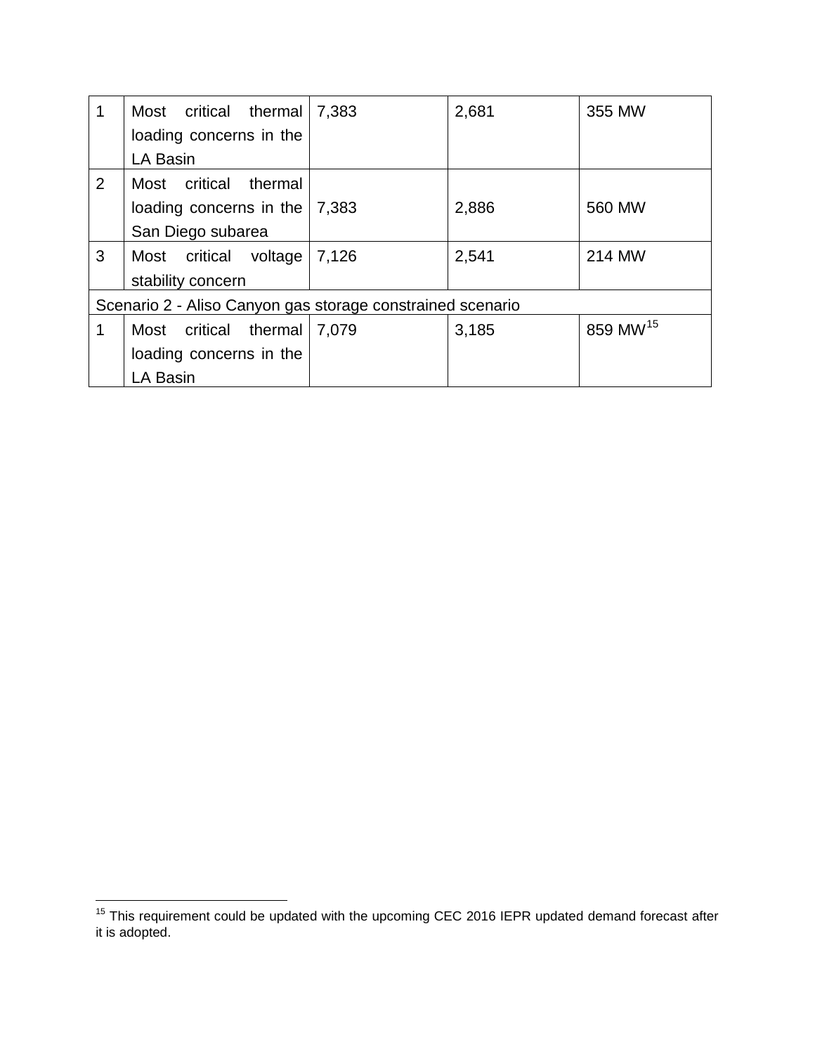| | | | | |
|---|---|---|---|---|
| 1 | Most critical thermal loading concerns in the LA Basin | 7,383 | 2,681 | 355 MW |
| 2 | Most critical thermal loading concerns in the San Diego subarea | 7,383 | 2,886 | 560 MW |
| 3 | Most critical voltage stability concern | 7,126 | 2,541 | 214 MW |
| Scenario 2 - Aliso Canyon gas storage constrained scenario | | | | |
| 1 | Most critical thermal loading concerns in the LA Basin | 7,079 | 3,185 | 859 MW[15] |

[15] This requirement could be updated with the upcoming CEC 2016 IEPR updated demand forecast after it is adopted.